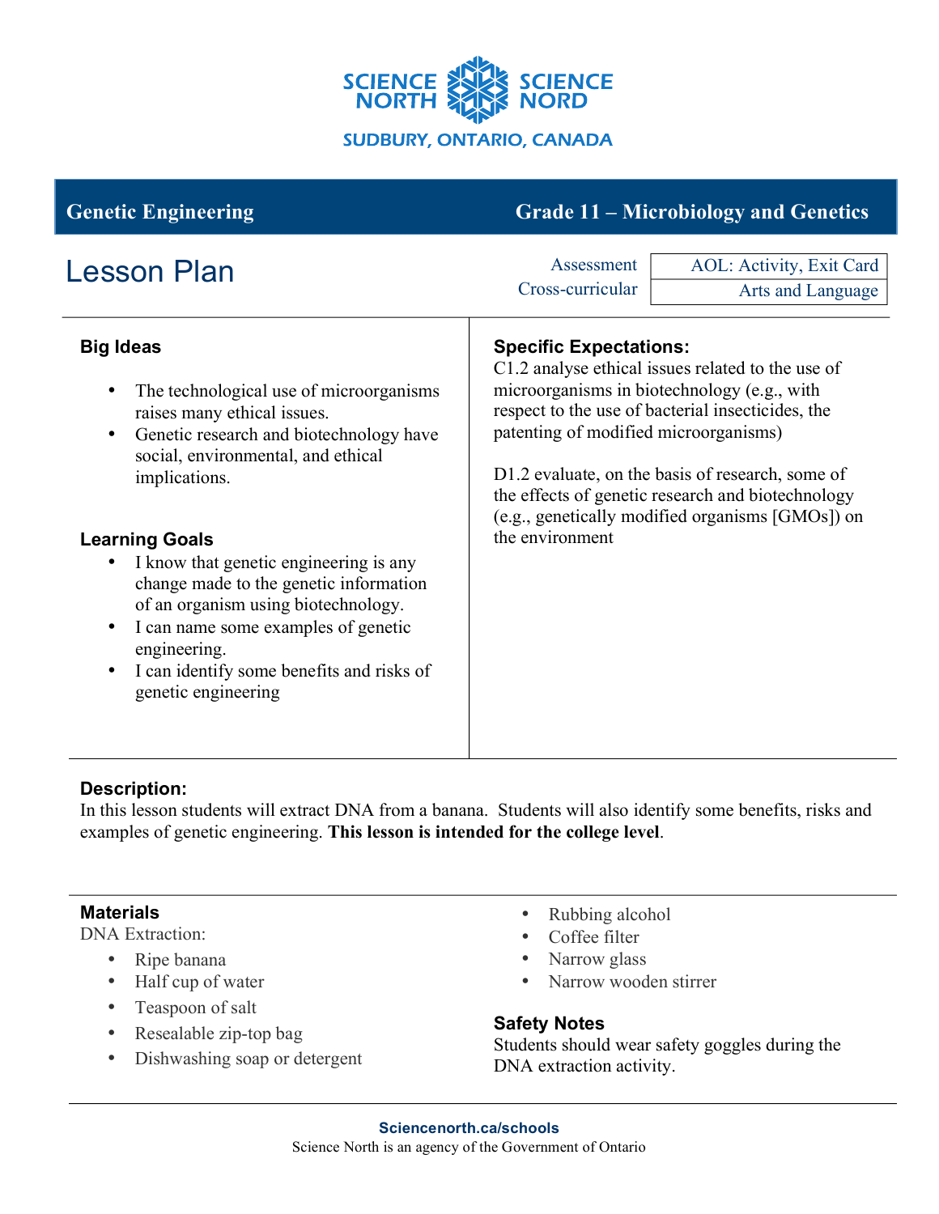SCIENCE NORTH SCIENCE NORD

SUDBURY, ONTARIO, CANADA

## Genetic Engineering — Grade 11 – Microbiology and Genetics

# Lesson Plan

| | |
|---|---|
| Assessment | AOL: Activity, Exit Card |
| Cross-curricular | Arts and Language |

### Big Ideas

- The technological use of microorganisms raises many ethical issues.
- Genetic research and biotechnology have social, environmental, and ethical implications.

### Learning Goals

- I know that genetic engineering is any change made to the genetic information of an organism using biotechnology.
- I can name some examples of genetic engineering.
- I can identify some benefits and risks of genetic engineering

### Specific Expectations:

C1.2 analyse ethical issues related to the use of microorganisms in biotechnology (e.g., with respect to the use of bacterial insecticides, the patenting of modified microorganisms)

D1.2 evaluate, on the basis of research, some of the effects of genetic research and biotechnology (e.g., genetically modified organisms [GMOs]) on the environment

### Description:

In this lesson students will extract DNA from a banana. Students will also identify some benefits, risks and examples of genetic engineering. **This lesson is intended for the college level**.

### Materials

DNA Extraction:

- Ripe banana
- Half cup of water
- Teaspoon of salt
- Resealable zip-top bag
- Dishwashing soap or detergent
- Rubbing alcohol
- Coffee filter
- Narrow glass
- Narrow wooden stirrer

### Safety Notes

Students should wear safety goggles during the DNA extraction activity.

**Sciencenorth.ca/schools**

Science North is an agency of the Government of Ontario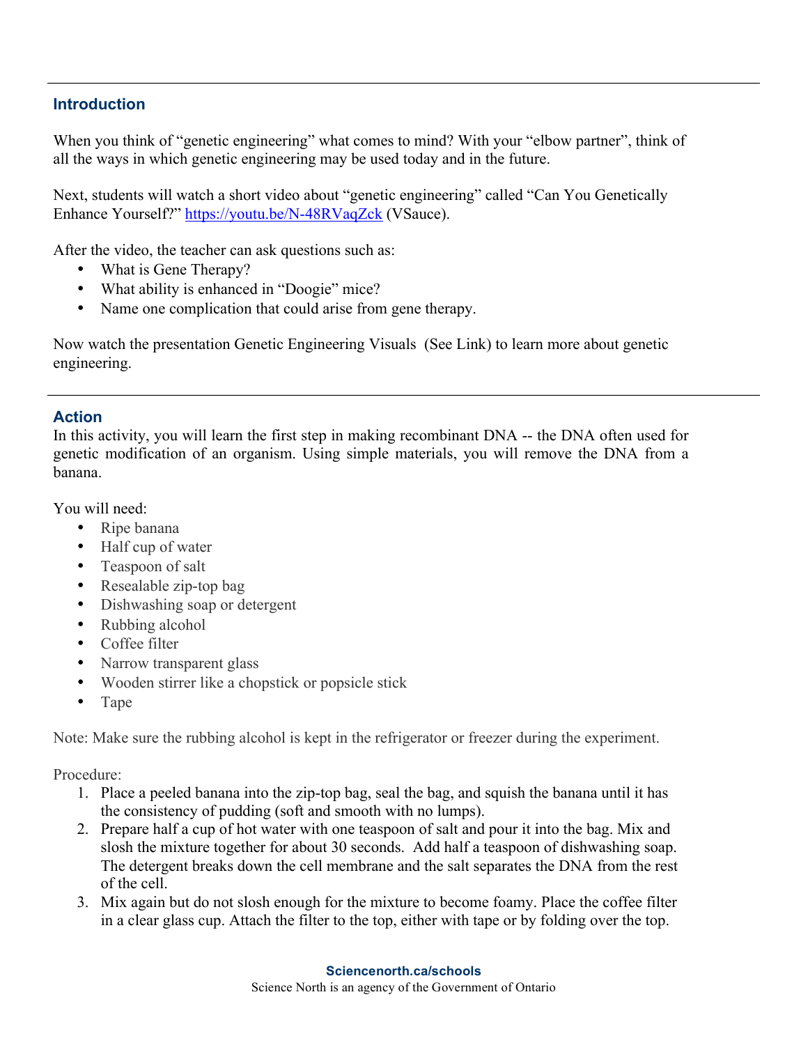## Introduction

When you think of "genetic engineering" what comes to mind? With your "elbow partner", think of all the ways in which genetic engineering may be used today and in the future.

Next, students will watch a short video about "genetic engineering" called "Can You Genetically Enhance Yourself?" https://youtu.be/N-48RVaqZck (VSauce).

After the video, the teacher can ask questions such as:

- What is Gene Therapy?
- What ability is enhanced in "Doogie" mice?
- Name one complication that could arise from gene therapy.

Now watch the presentation Genetic Engineering Visuals (See Link) to learn more about genetic engineering.

## Action

In this activity, you will learn the first step in making recombinant DNA -- the DNA often used for genetic modification of an organism. Using simple materials, you will remove the DNA from a banana.

You will need:

- Ripe banana
- Half cup of water
- Teaspoon of salt
- Resealable zip-top bag
- Dishwashing soap or detergent
- Rubbing alcohol
- Coffee filter
- Narrow transparent glass
- Wooden stirrer like a chopstick or popsicle stick
- Tape

Note: Make sure the rubbing alcohol is kept in the refrigerator or freezer during the experiment.

Procedure:

1. Place a peeled banana into the zip-top bag, seal the bag, and squish the banana until it has the consistency of pudding (soft and smooth with no lumps).
2. Prepare half a cup of hot water with one teaspoon of salt and pour it into the bag. Mix and slosh the mixture together for about 30 seconds. Add half a teaspoon of dishwashing soap. The detergent breaks down the cell membrane and the salt separates the DNA from the rest of the cell.
3. Mix again but do not slosh enough for the mixture to become foamy. Place the coffee filter in a clear glass cup. Attach the filter to the top, either with tape or by folding over the top.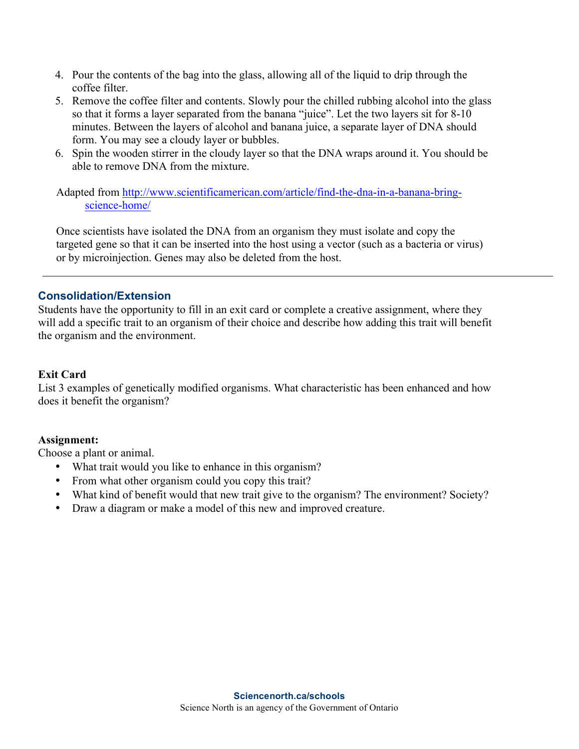4. Pour the contents of the bag into the glass, allowing all of the liquid to drip through the coffee filter.
5. Remove the coffee filter and contents. Slowly pour the chilled rubbing alcohol into the glass so that it forms a layer separated from the banana “juice”. Let the two layers sit for 8-10 minutes. Between the layers of alcohol and banana juice, a separate layer of DNA should form. You may see a cloudy layer or bubbles.
6. Spin the wooden stirrer in the cloudy layer so that the DNA wraps around it. You should be able to remove DNA from the mixture.

Adapted from [http://www.scientificamerican.com/article/find-the-dna-in-a-banana-bring-science-home/](http://www.scientificamerican.com/article/find-the-dna-in-a-banana-bring-science-home/)

Once scientists have isolated the DNA from an organism they must isolate and copy the targeted gene so that it can be inserted into the host using a vector (such as a bacteria or virus) or by microinjection. Genes may also be deleted from the host.

---

## Consolidation/Extension

Students have the opportunity to fill in an exit card or complete a creative assignment, where they will add a specific trait to an organism of their choice and describe how adding this trait will benefit the organism and the environment.

**Exit Card**

List 3 examples of genetically modified organisms. What characteristic has been enhanced and how does it benefit the organism?

**Assignment:**

Choose a plant or animal.

- What trait would you like to enhance in this organism?
- From what other organism could you copy this trait?
- What kind of benefit would that new trait give to the organism? The environment? Society?
- Draw a diagram or make a model of this new and improved creature.